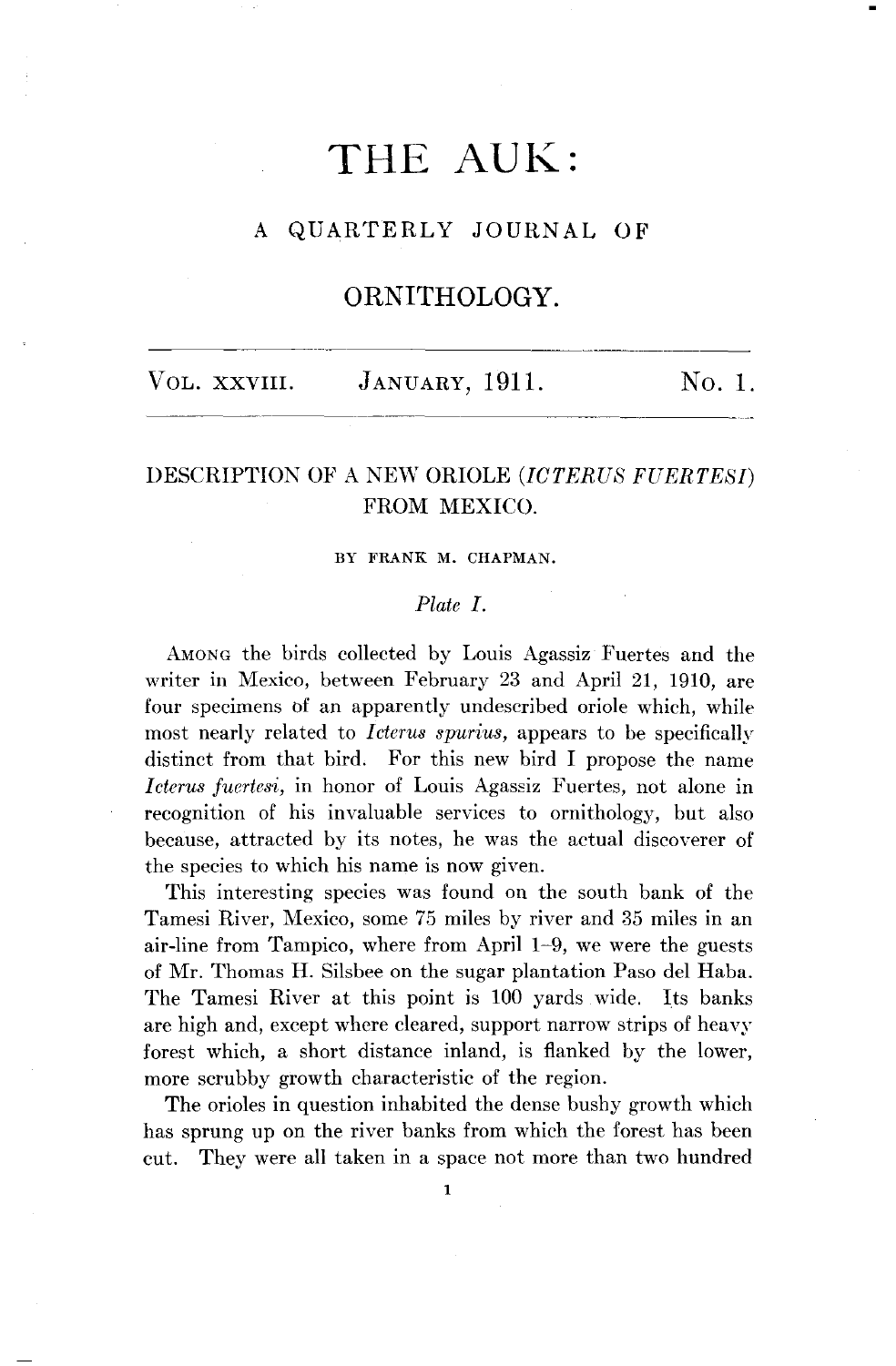# THE AUK:

## A QUARTERLY JOURNAL OF

## ORNITHOLOGY.

VOL. XXVIII. JANUARY, 1911. NO. 1.

## DESCRIPTION OF A NEW ORIOLE (*ICTERUS FUERTESI*) FROM MEXICO.

BY FRANK M. CHAPMAN.

*Plate I.*

AMONG the birds collected by Louis Agassiz Fuertes and the writer in Mexico, between February 23 and April 21, 1910, are four specimens of an apparently undescribed oriole which, while most nearly related to *Icterus spurius*, appears to be specifically distinct from that bird. For this new bird I propose the name *Icterus fuertesi*, in honor of Louis Agassiz Fuertes, not alone in recognition of his invaluable services to ornithology, but also because, attracted by its notes, he was the actual discoverer of the species to which his name is now given.

This interesting species was found on the south bank of the Tamesi River, Mexico, some 75 miles by river and 35 miles in an air-line from Tampico, where from April 1–9, we were the guests of Mr. Thomas H. Silsbee on the sugar plantation Paso del Haba. The Tamesi River at this point is 100 yards wide. Its banks are high and, except where cleared, support narrow strips of heavy forest which, a short distance inland, is flanked by the lower, more scrubby growth characteristic of the region.

The orioles in question inhabited the dense bushy growth which has sprung up on the river banks from which the forest has been cut. They were all taken in a space not more than two hundred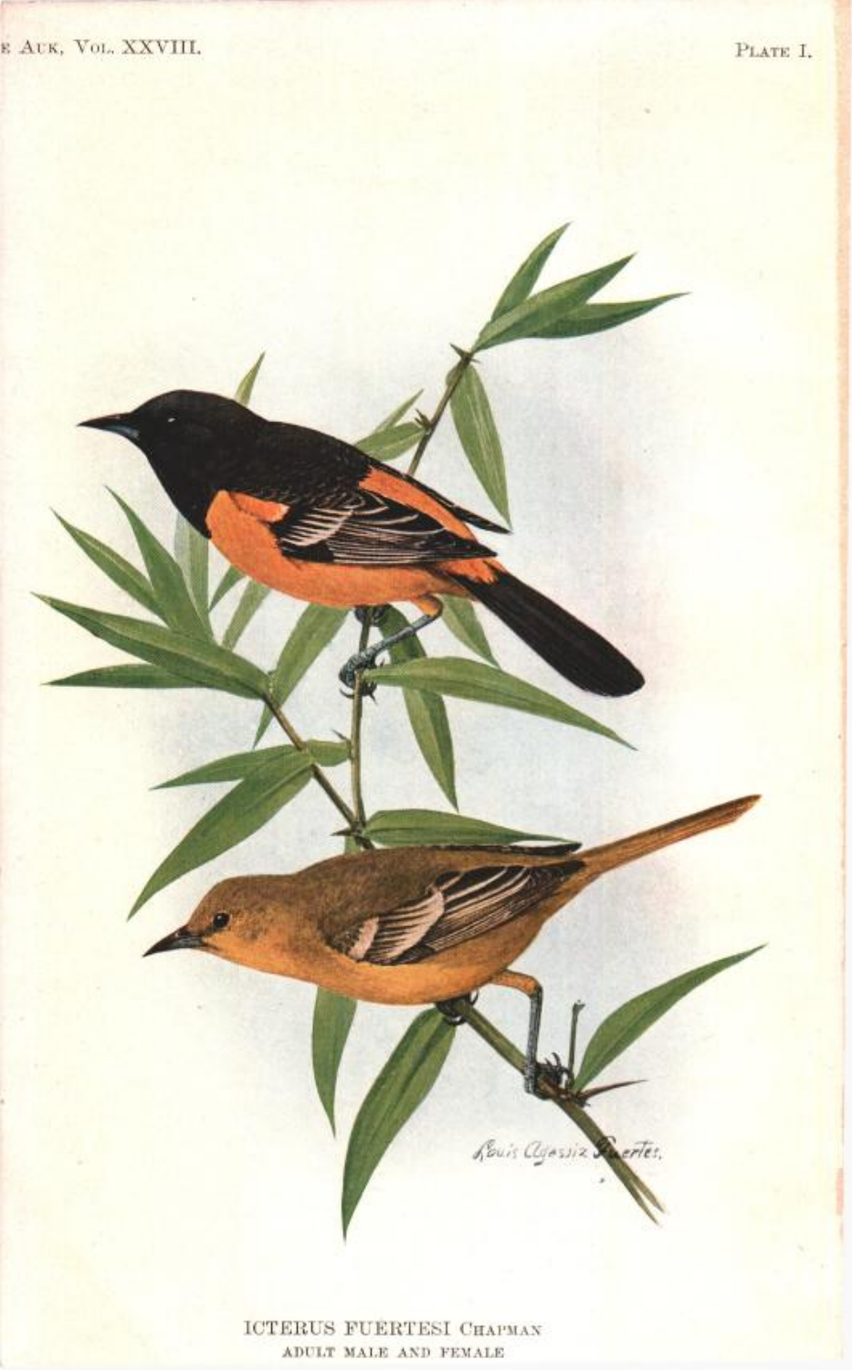ICTERUS FUERTESI CHAPMAN
ADULT MALE AND FEMALE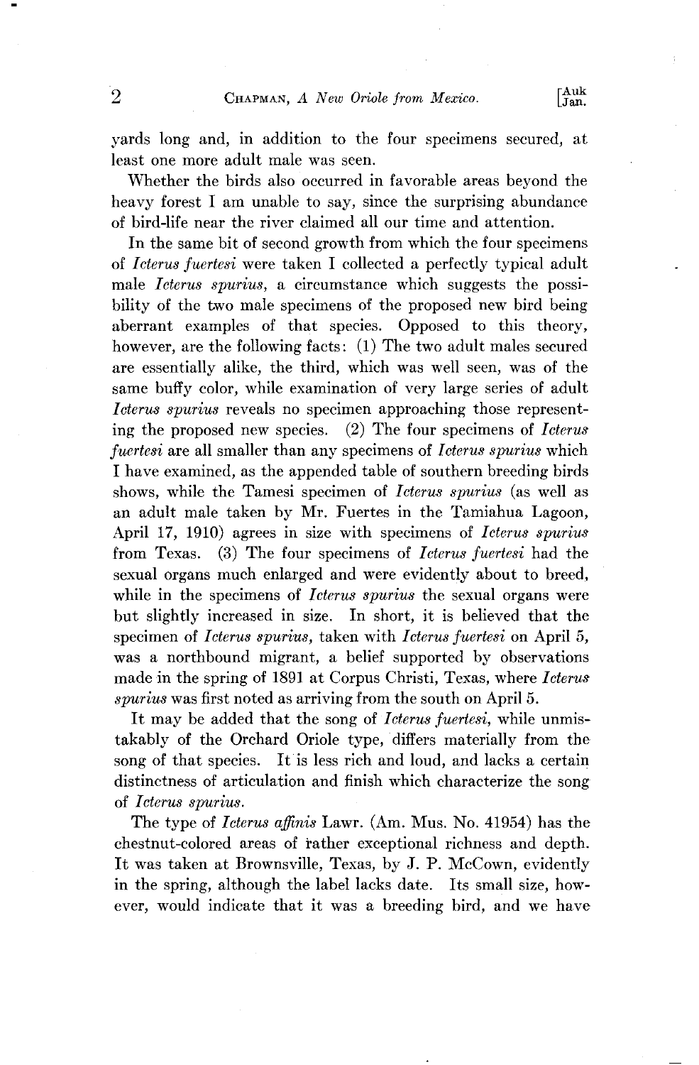yards long and, in addition to the four specimens secured, at least one more adult male was seen.

Whether the birds also occurred in favorable areas beyond the heavy forest I am unable to say, since the surprising abundance of bird-life near the river claimed all our time and attention.

In the same bit of second growth from which the four specimens of *Icterus fuertesi* were taken I collected a perfectly typical adult male *Icterus spurius*, a circumstance which suggests the possibility of the two male specimens of the proposed new bird being aberrant examples of that species. Opposed to this theory, however, are the following facts: (1) The two adult males secured are essentially alike, the third, which was well seen, was of the same buffy color, while examination of very large series of adult *Icterus spurius* reveals no specimen approaching those representing the proposed new species. (2) The four specimens of *Icterus fuertesi* are all smaller than any specimens of *Icterus spurius* which I have examined, as the appended table of southern breeding birds shows, while the Tamesi specimen of *Icterus spurius* (as well as an adult male taken by Mr. Fuertes in the Tamiahua Lagoon, April 17, 1910) agrees in size with specimens of *Icterus spurius* from Texas. (3) The four specimens of *Icterus fuertesi* had the sexual organs much enlarged and were evidently about to breed, while in the specimens of *Icterus spurius* the sexual organs were but slightly increased in size. In short, it is believed that the specimen of *Icterus spurius*, taken with *Icterus fuertesi* on April 5, was a northbound migrant, a belief supported by observations made in the spring of 1891 at Corpus Christi, Texas, where *Icterus spurius* was first noted as arriving from the south on April 5.

It may be added that the song of *Icterus fuertesi*, while unmistakably of the Orchard Oriole type, differs materially from the song of that species. It is less rich and loud, and lacks a certain distinctness of articulation and finish which characterize the song of *Icterus spurius*.

The type of *Icterus affinis* Lawr. (Am. Mus. No. 41954) has the chestnut-colored areas of rather exceptional richness and depth. It was taken at Brownsville, Texas, by J. P. McCown, evidently in the spring, although the label lacks date. Its small size, however, would indicate that it was a breeding bird, and we have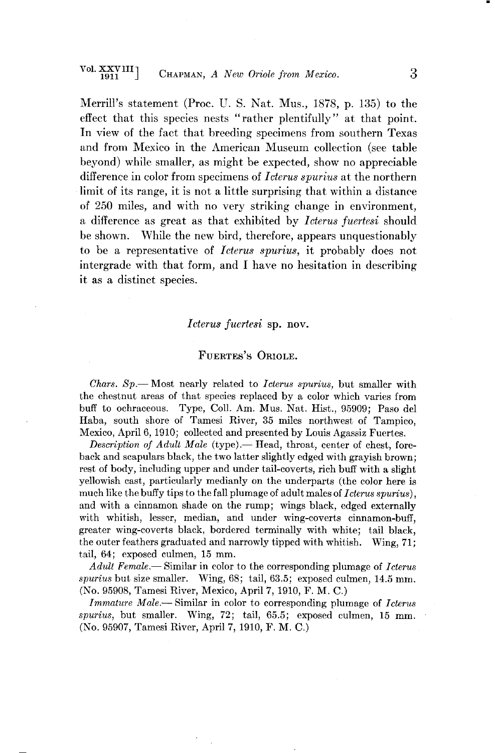Merrill's statement (Proc. U. S. Nat. Mus., 1878, p. 135) to the effect that this species nests "rather plentifully" at that point. In view of the fact that breeding specimens from southern Texas and from Mexico in the American Museum collection (see table beyond) while smaller, as might be expected, show no appreciable difference in color from specimens of *Icterus spurius* at the northern limit of its range, it is not a little surprising that within a distance of 250 miles, and with no very striking change in environment, a difference as great as that exhibited by *Icterus fuertesi* should be shown. While the new bird, therefore, appears unquestionably to be a representative of *Icterus spurius*, it probably does not intergrade with that form, and I have no hesitation in describing it as a distinct species.

## *Icterus fuertesi* sp. nov.

### FUERTES'S ORIOLE.

*Chars. Sp.*— Most nearly related to *Icterus spurius*, but smaller with the chestnut areas of that species replaced by a color which varies from buff to ochraceous. Type, Coll. Am. Mus. Nat. Hist., 95909; Paso del Haba, south shore of Tamesi River, 35 miles northwest of Tampico, Mexico, April 6, 1910; collected and presented by Louis Agassiz Fuertes.

*Description of Adult Male* (type).— Head, throat, center of chest, foreback and scapulars black, the two latter slightly edged with grayish brown; rest of body, including upper and under tail-coverts, rich buff with a slight yellowish cast, particularly medianly on the underparts (the color here is much like the buffy tips to the fall plumage of adult males of *Icterus spurius*), and with a cinnamon shade on the rump; wings black, edged externally with whitish, lesser, median, and under wing-coverts cinnamon-buff, greater wing-coverts black, bordered terminally with white; tail black, the outer feathers graduated and narrowly tipped with whitish. Wing, 71; tail, 64; exposed culmen, 15 mm.

*Adult Female.*— Similar in color to the corresponding plumage of *Icterus spurius* but size smaller. Wing, 68; tail, 63.5; exposed culmen, 14.5 mm. (No. 95908, Tamesi River, Mexico, April 7, 1910, F. M. C.)

*Immature Male.*— Similar in color to corresponding plumage of *Icterus spurius*, but smaller. Wing, 72; tail, 65.5; exposed culmen, 15 mm. (No. 95907, Tamesi River, April 7, 1910, F. M. C.)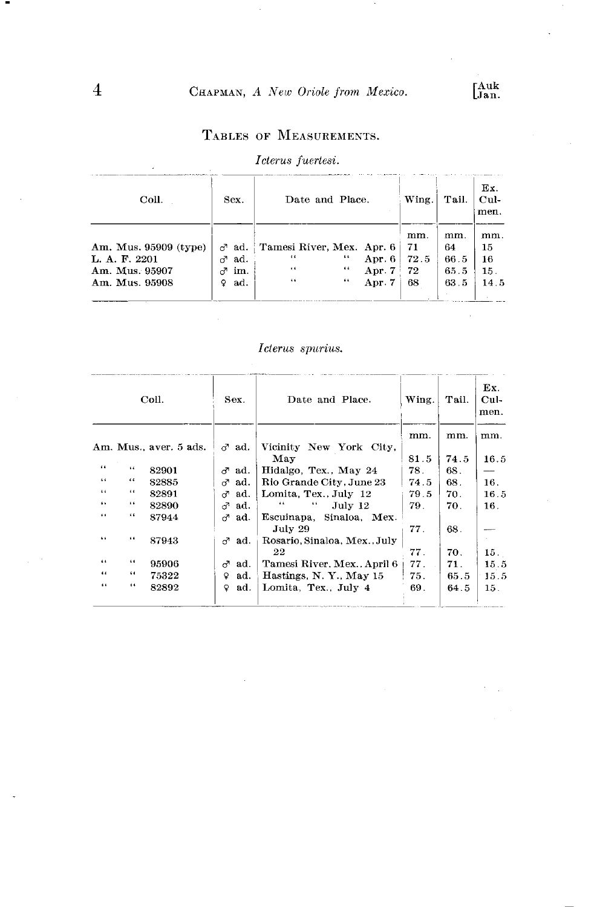## Tables of Measurements.

*Icterus fuertesi.*

| Coll. | Sex. | Date and Place. | Wing. | Tail. | Ex. Culmen. |
|---|---|---|---|---|---|
| | | | mm. | mm. | mm. |
| Am. Mus. 95909 (type) | ♂ ad. | Tamesi River, Mex. Apr. 6 | 71 | 64 | 15 |
| L. A. F. 2201 | ♂ ad. | " " Apr. 6 | 72.5 | 66.5 | 16 |
| Am. Mus. 95907 | ♂ im. | " " Apr. 7 | 72 | 65.5 | 15. |
| Am. Mus. 95908 | ♀ ad. | " " Apr. 7 | 68 | 63.5 | 14.5 |

*Icterus spurius.*

| Coll. | Sex. | Date and Place. | Wing. | Tail. | Ex. Culmen. |
|---|---|---|---|---|---|
| | | | mm. | mm. | mm. |
| Am. Mus., aver. 5 ads. | ♂ ad. | Vicinity New York City, May | 81.5 | 74.5 | 16.5 |
| " " 82901 | ♂ ad. | Hidalgo, Tex., May 24 | 78. | 68. | — |
| " " 82885 | ♂ ad. | Rio Grande City, June 23 | 74.5 | 68. | 16. |
| " " 82891 | ♂ ad. | Lomita, Tex., July 12 | 79.5 | 70. | 16.5 |
| " " 82890 | ♂ ad. | " " July 12 | 79. | 70. | 16. |
| " " 87944 | ♂ ad. | Escuinapa, Sinaloa, Mex. July 29 | 77. | 68. | — |
| " " 87943 | ♂ ad. | Rosario, Sinaloa, Mex., July 22 | 77. | 70. | 15. |
| " " 95906 | ♂ ad. | Tamesi River, Mex., April 6 | 77. | 71. | 15.5 |
| " " 75322 | ♀ ad. | Hastings, N. Y., May 15 | 75. | 65.5 | 15.5 |
| " " 82892 | ♀ ad. | Lomita, Tex., July 4 | 69. | 64.5 | 15. |